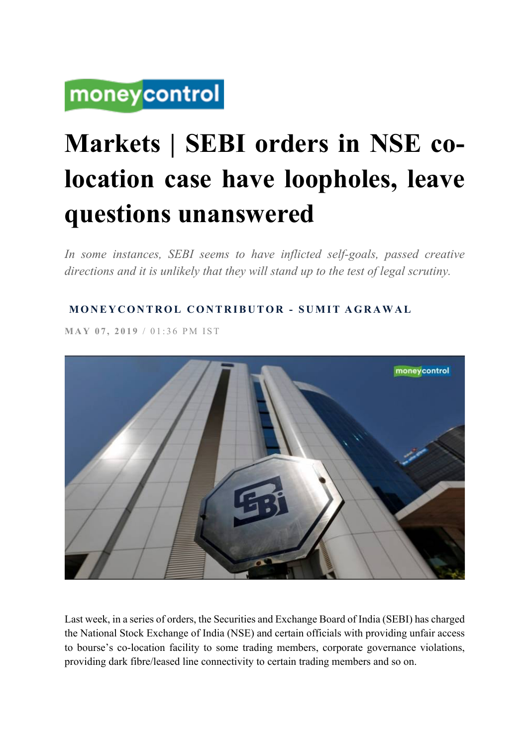# Markets | SEBI orders in NSE co-location case have loopholes, leave questions unanswered

*In some instances, SEBI seems to have inflicted self-goals, passed creative directions and it is unlikely that they will stand up to the test of legal scrutiny.*

**MONEYCONTROL CONTRIBUTOR - SUMIT AGRAWAL**

MAY 07, 2019 / 01:36 PM IST

Last week, in a series of orders, the Securities and Exchange Board of India (SEBI) has charged the National Stock Exchange of India (NSE) and certain officials with providing unfair access to bourse's co-location facility to some trading members, corporate governance violations, providing dark fibre/leased line connectivity to certain trading members and so on.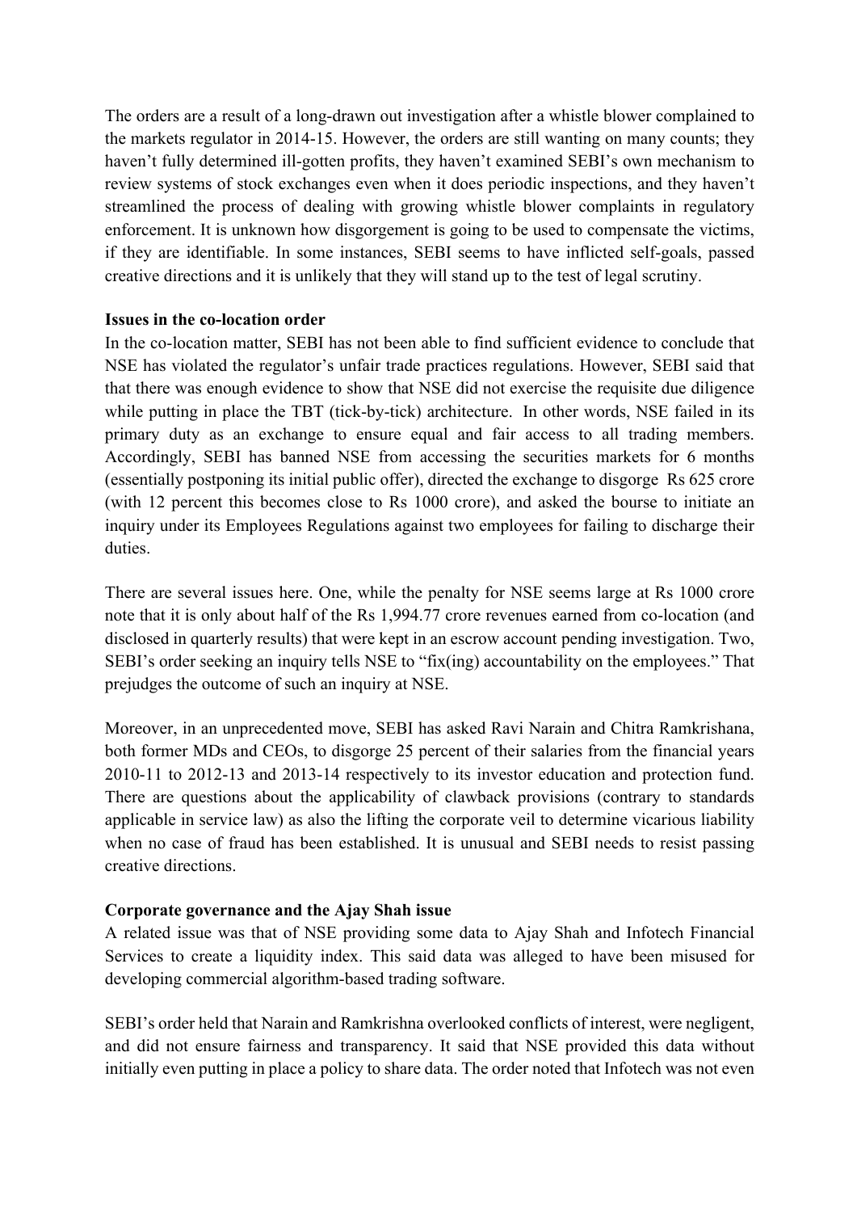The orders are a result of a long-drawn out investigation after a whistle blower complained to the markets regulator in 2014-15. However, the orders are still wanting on many counts; they haven't fully determined ill-gotten profits, they haven't examined SEBI's own mechanism to review systems of stock exchanges even when it does periodic inspections, and they haven't streamlined the process of dealing with growing whistle blower complaints in regulatory enforcement. It is unknown how disgorgement is going to be used to compensate the victims, if they are identifiable. In some instances, SEBI seems to have inflicted self-goals, passed creative directions and it is unlikely that they will stand up to the test of legal scrutiny.

**Issues in the co-location order**

In the co-location matter, SEBI has not been able to find sufficient evidence to conclude that NSE has violated the regulator's unfair trade practices regulations. However, SEBI said that that there was enough evidence to show that NSE did not exercise the requisite due diligence while putting in place the TBT (tick-by-tick) architecture. In other words, NSE failed in its primary duty as an exchange to ensure equal and fair access to all trading members. Accordingly, SEBI has banned NSE from accessing the securities markets for 6 months (essentially postponing its initial public offer), directed the exchange to disgorge Rs 625 crore (with 12 percent this becomes close to Rs 1000 crore), and asked the bourse to initiate an inquiry under its Employees Regulations against two employees for failing to discharge their duties.

There are several issues here. One, while the penalty for NSE seems large at Rs 1000 crore note that it is only about half of the Rs 1,994.77 crore revenues earned from co-location (and disclosed in quarterly results) that were kept in an escrow account pending investigation. Two, SEBI's order seeking an inquiry tells NSE to "fix(ing) accountability on the employees." That prejudges the outcome of such an inquiry at NSE.

Moreover, in an unprecedented move, SEBI has asked Ravi Narain and Chitra Ramkrishana, both former MDs and CEOs, to disgorge 25 percent of their salaries from the financial years 2010-11 to 2012-13 and 2013-14 respectively to its investor education and protection fund. There are questions about the applicability of clawback provisions (contrary to standards applicable in service law) as also the lifting the corporate veil to determine vicarious liability when no case of fraud has been established. It is unusual and SEBI needs to resist passing creative directions.

**Corporate governance and the Ajay Shah issue**

A related issue was that of NSE providing some data to Ajay Shah and Infotech Financial Services to create a liquidity index. This said data was alleged to have been misused for developing commercial algorithm-based trading software.

SEBI's order held that Narain and Ramkrishna overlooked conflicts of interest, were negligent, and did not ensure fairness and transparency. It said that NSE provided this data without initially even putting in place a policy to share data. The order noted that Infotech was not even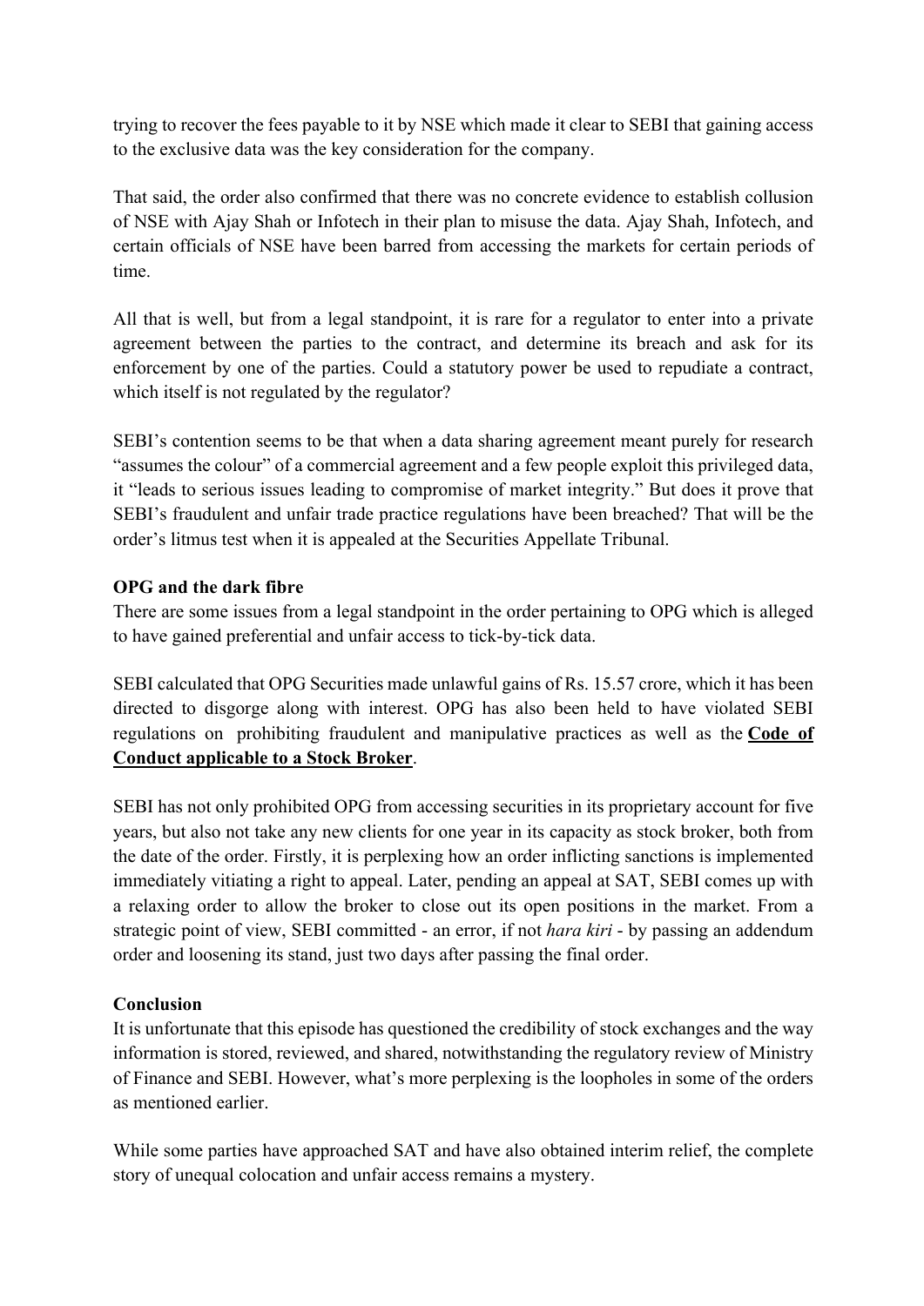trying to recover the fees payable to it by NSE which made it clear to SEBI that gaining access to the exclusive data was the key consideration for the company.

That said, the order also confirmed that there was no concrete evidence to establish collusion of NSE with Ajay Shah or Infotech in their plan to misuse the data. Ajay Shah, Infotech, and certain officials of NSE have been barred from accessing the markets for certain periods of time.

All that is well, but from a legal standpoint, it is rare for a regulator to enter into a private agreement between the parties to the contract, and determine its breach and ask for its enforcement by one of the parties. Could a statutory power be used to repudiate a contract, which itself is not regulated by the regulator?

SEBI's contention seems to be that when a data sharing agreement meant purely for research "assumes the colour" of a commercial agreement and a few people exploit this privileged data, it "leads to serious issues leading to compromise of market integrity." But does it prove that SEBI's fraudulent and unfair trade practice regulations have been breached? That will be the order's litmus test when it is appealed at the Securities Appellate Tribunal.

**OPG and the dark fibre**

There are some issues from a legal standpoint in the order pertaining to OPG which is alleged to have gained preferential and unfair access to tick-by-tick data.

SEBI calculated that OPG Securities made unlawful gains of Rs. 15.57 crore, which it has been directed to disgorge along with interest. OPG has also been held to have violated SEBI regulations on prohibiting fraudulent and manipulative practices as well as the **Code of Conduct applicable to a Stock Broker**.

SEBI has not only prohibited OPG from accessing securities in its proprietary account for five years, but also not take any new clients for one year in its capacity as stock broker, both from the date of the order. Firstly, it is perplexing how an order inflicting sanctions is implemented immediately vitiating a right to appeal. Later, pending an appeal at SAT, SEBI comes up with a relaxing order to allow the broker to close out its open positions in the market. From a strategic point of view, SEBI committed - an error, if not *hara kiri* - by passing an addendum order and loosening its stand, just two days after passing the final order.

**Conclusion**

It is unfortunate that this episode has questioned the credibility of stock exchanges and the way information is stored, reviewed, and shared, notwithstanding the regulatory review of Ministry of Finance and SEBI. However, what's more perplexing is the loopholes in some of the orders as mentioned earlier.

While some parties have approached SAT and have also obtained interim relief, the complete story of unequal colocation and unfair access remains a mystery.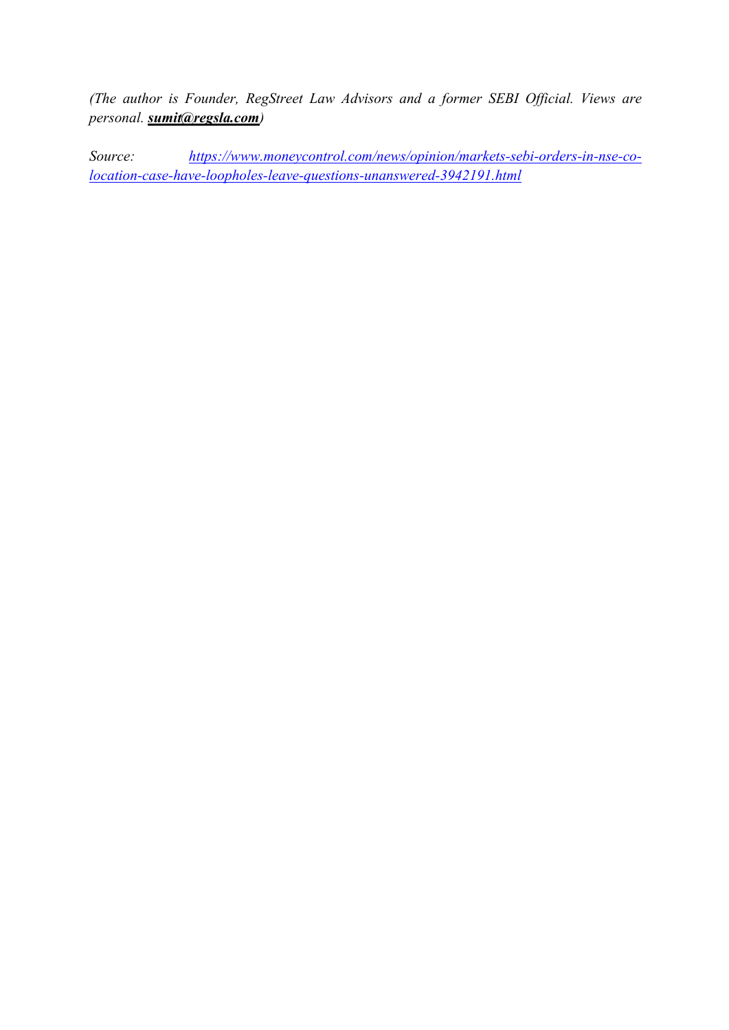*(The author is Founder, RegStreet Law Advisors and a former SEBI Official. Views are personal. **sumit@regsla.com**)*

*Source: https://www.moneycontrol.com/news/opinion/markets-sebi-orders-in-nse-co-location-case-have-loopholes-leave-questions-unanswered-3942191.html*